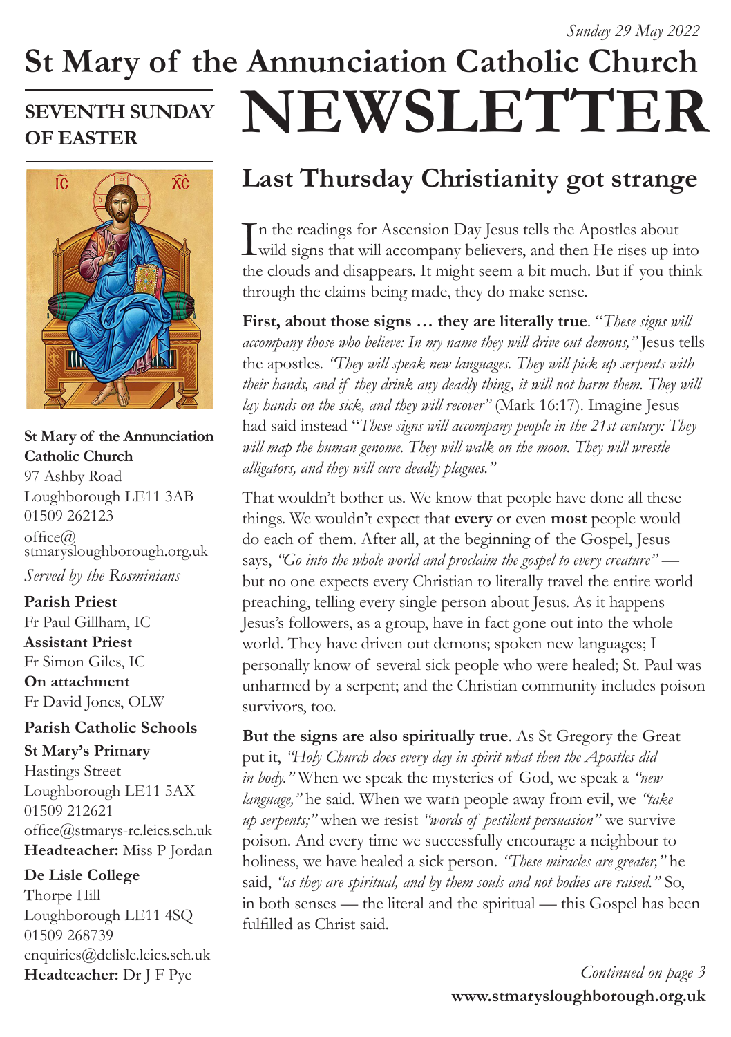*Sunday 29 May 2022*

# St Mary of the Annunciation Catholic Church

# NEWSLETTER

## SEVENTH SUNDAY OF EASTER

**St Mary of the Annunciation Catholic Church**
97 Ashby Road
Loughborough LE11 3AB
01509 262123
office@stmarysloughborough.org.uk

*Served by the Rosminians*

**Parish Priest**
Fr Paul Gillham, IC

**Assistant Priest**
Fr Simon Giles, IC

**On attachment**
Fr David Jones, OLW

**Parish Catholic Schools**

**St Mary's Primary**
Hastings Street
Loughborough LE11 5AX
01509 212621
office@stmarys-rc.leics.sch.uk
**Headteacher:** Miss P Jordan

**De Lisle College**
Thorpe Hill
Loughborough LE11 4SQ
01509 268739
enquiries@delisle.leics.sch.uk
**Headteacher:** Dr J F Pye

## Last Thursday Christianity got strange

In the readings for Ascension Day Jesus tells the Apostles about wild signs that will accompany believers, and then He rises up into the clouds and disappears. It might seem a bit much. But if you think through the claims being made, they do make sense.

**First, about those signs … they are literally true**. "*These signs will accompany those who believe: In my name they will drive out demons,"* Jesus tells the apostles. *"They will speak new languages. They will pick up serpents with their hands, and if they drink any deadly thing, it will not harm them. They will lay hands on the sick, and they will recover"* (Mark 16:17). Imagine Jesus had said instead "*These signs will accompany people in the 21st century: They will map the human genome. They will walk on the moon. They will wrestle alligators, and they will cure deadly plagues."*

That wouldn't bother us. We know that people have done all these things. We wouldn't expect that **every** or even **most** people would do each of them. After all, at the beginning of the Gospel, Jesus says, *"Go into the whole world and proclaim the gospel to every creature"* — but no one expects every Christian to literally travel the entire world preaching, telling every single person about Jesus. As it happens Jesus's followers, as a group, have in fact gone out into the whole world. They have driven out demons; spoken new languages; I personally know of several sick people who were healed; St. Paul was unharmed by a serpent; and the Christian community includes poison survivors, too.

**But the signs are also spiritually true**. As St Gregory the Great put it, *"Holy Church does every day in spirit what then the Apostles did in body."* When we speak the mysteries of God, we speak a *"new language,"* he said. When we warn people away from evil, we *"take up serpents;"* when we resist *"words of pestilent persuasion"* we survive poison. And every time we successfully encourage a neighbour to holiness, we have healed a sick person. *"These miracles are greater,"* he said, *"as they are spiritual, and by them souls and not bodies are raised."* So, in both senses — the literal and the spiritual — this Gospel has been fulfilled as Christ said.

*Continued on page 3*

**www.stmarysloughborough.org.uk**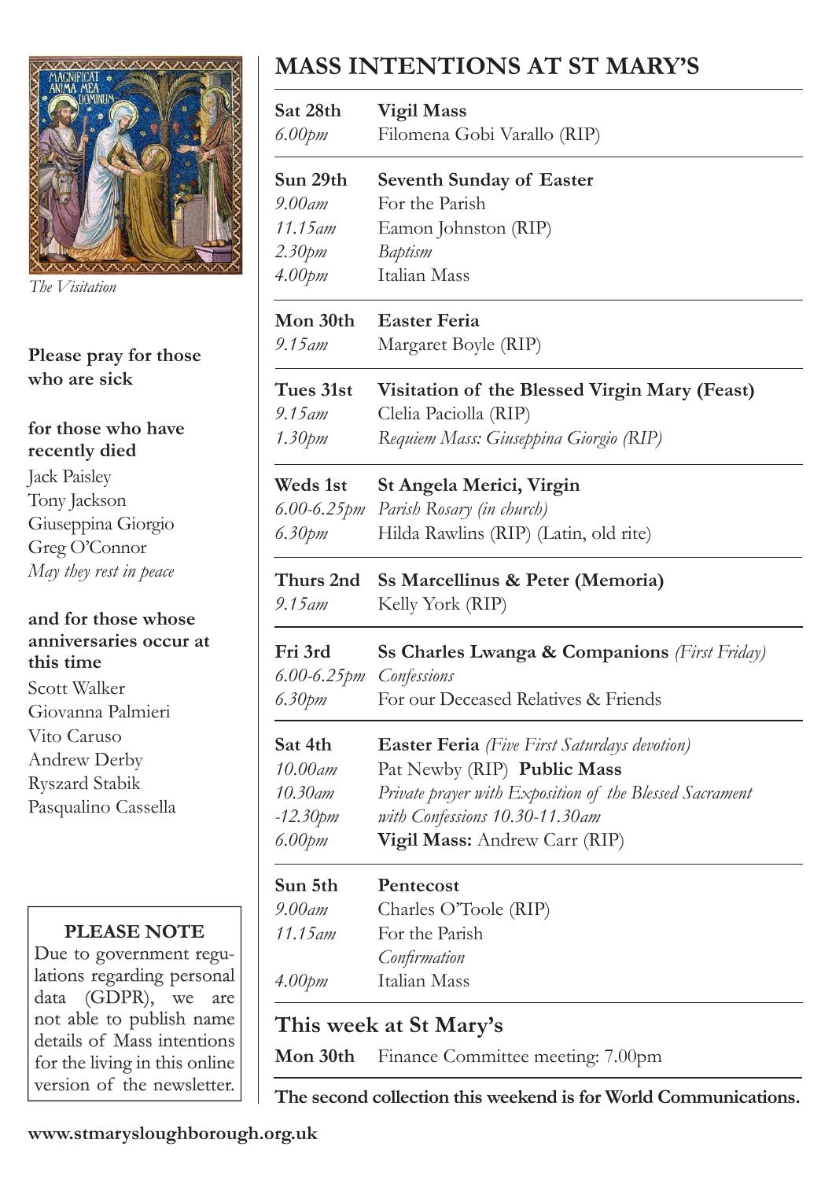The Visitation

**Please pray for those who are sick**

**for those who have recently died**

Jack Paisley
Tony Jackson
Giuseppina Giorgio
Greg O'Connor
*May they rest in peace*

**and for those whose anniversaries occur at this time**

Scott Walker
Giovanna Palmieri
Vito Caruso
Andrew Derby
Ryszard Stabik
Pasqualino Cassella

**PLEASE NOTE**

Due to government regulations regarding personal data (GDPR), we are not able to publish name details of Mass intentions for the living in this online version of the newsletter.

# MASS INTENTIONS AT ST MARY'S

| | |
|---|---|
| **Sat 28th** | **Vigil Mass** |
| *6.00pm* | Filomena Gobi Varallo (RIP) |
| **Sun 29th** | **Seventh Sunday of Easter** |
| *9.00am* | For the Parish |
| *11.15am* | Eamon Johnston (RIP) |
| *2.30pm* | *Baptism* |
| *4.00pm* | Italian Mass |
| **Mon 30th** | **Easter Feria** |
| *9.15am* | Margaret Boyle (RIP) |
| **Tues 31st** | **Visitation of the Blessed Virgin Mary (Feast)** |
| *9.15am* | Clelia Paciolla (RIP) |
| *1.30pm* | *Requiem Mass: Giuseppina Giorgio (RIP)* |
| **Weds 1st** | **St Angela Merici, Virgin** |
| *6.00-6.25pm* | *Parish Rosary (in church)* |
| *6.30pm* | Hilda Rawlins (RIP) (Latin, old rite) |
| **Thurs 2nd** | **Ss Marcellinus & Peter (Memoria)** |
| *9.15am* | Kelly York (RIP) |
| **Fri 3rd** | **Ss Charles Lwanga & Companions** *(First Friday)* |
| *6.00-6.25pm* | *Confessions* |
| *6.30pm* | For our Deceased Relatives & Friends |
| **Sat 4th** | **Easter Feria** *(Five First Saturdays devotion)* |
| *10.00am* | Pat Newby (RIP) **Public Mass** |
| *10.30am -12.30pm* | *Private prayer with Exposition of the Blessed Sacrament with Confessions 10.30-11.30am* |
| *6.00pm* | **Vigil Mass:** Andrew Carr (RIP) |
| **Sun 5th** | **Pentecost** |
| *9.00am* | Charles O'Toole (RIP) |
| *11.15am* | For the Parish |
| | *Confirmation* |
| *4.00pm* | Italian Mass |

## This week at St Mary's

**Mon 30th** Finance Committee meeting: 7.00pm

**The second collection this weekend is for World Communications.**

**www.stmarysloughborough.org.uk**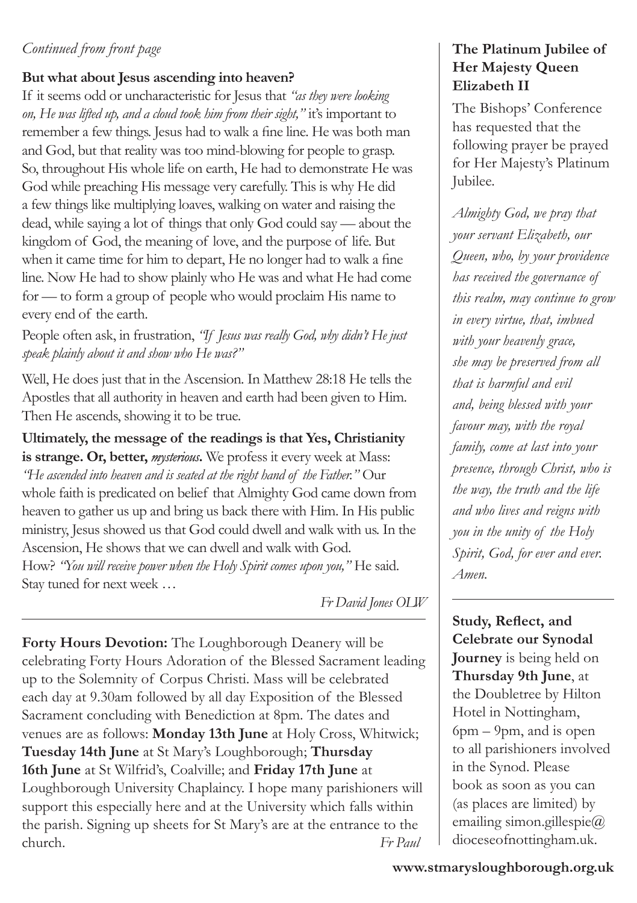*Continued from front page*

**But what about Jesus ascending into heaven?**

If it seems odd or uncharacteristic for Jesus that *"as they were looking on, He was lifted up, and a cloud took him from their sight,"* it's important to remember a few things. Jesus had to walk a fine line. He was both man and God, but that reality was too mind-blowing for people to grasp. So, throughout His whole life on earth, He had to demonstrate He was God while preaching His message very carefully. This is why He did a few things like multiplying loaves, walking on water and raising the dead, while saying a lot of things that only God could say — about the kingdom of God, the meaning of love, and the purpose of life. But when it came time for him to depart, He no longer had to walk a fine line. Now He had to show plainly who He was and what He had come for — to form a group of people who would proclaim His name to every end of the earth.

People often ask, in frustration, *"If Jesus was really God, why didn't He just speak plainly about it and show who He was?"*

Well, He does just that in the Ascension. In Matthew 28:18 He tells the Apostles that all authority in heaven and earth had been given to Him. Then He ascends, showing it to be true.

**Ultimately, the message of the readings is that Yes, Christianity is strange. Or, better, *mysterious*.** We profess it every week at Mass: *"He ascended into heaven and is seated at the right hand of the Father."* Our whole faith is predicated on belief that Almighty God came down from heaven to gather us up and bring us back there with Him. In His public ministry, Jesus showed us that God could dwell and walk with us. In the Ascension, He shows that we can dwell and walk with God. How? *"You will receive power when the Holy Spirit comes upon you,"* He said. Stay tuned for next week …

*Fr David Jones OLW*

---

**Forty Hours Devotion:** The Loughborough Deanery will be celebrating Forty Hours Adoration of the Blessed Sacrament leading up to the Solemnity of Corpus Christi. Mass will be celebrated each day at 9.30am followed by all day Exposition of the Blessed Sacrament concluding with Benediction at 8pm. The dates and venues are as follows: **Monday 13th June** at Holy Cross, Whitwick; **Tuesday 14th June** at St Mary's Loughborough; **Thursday 16th June** at St Wilfrid's, Coalville; and **Friday 17th June** at Loughborough University Chaplaincy. I hope many parishioners will support this especially here and at the University which falls within the parish. Signing up sheets for St Mary's are at the entrance to the church. *Fr Paul*

### The Platinum Jubilee of Her Majesty Queen Elizabeth II

The Bishops' Conference has requested that the following prayer be prayed for Her Majesty's Platinum Jubilee.

*Almighty God, we pray that your servant Elizabeth, our Queen, who, by your providence has received the governance of this realm, may continue to grow in every virtue, that, imbued with your heavenly grace, she may be preserved from all that is harmful and evil and, being blessed with your favour may, with the royal family, come at last into your presence, through Christ, who is the way, the truth and the life and who lives and reigns with you in the unity of the Holy Spirit, God, for ever and ever. Amen.*

---

**Study, Reflect, and Celebrate our Synodal Journey** is being held on **Thursday 9th June**, at the Doubletree by Hilton Hotel in Nottingham, 6pm – 9pm, and is open to all parishioners involved in the Synod. Please book as soon as you can (as places are limited) by emailing simon.gillespie@dioceseofnottingham.uk.

**www.stmarysloughborough.org.uk**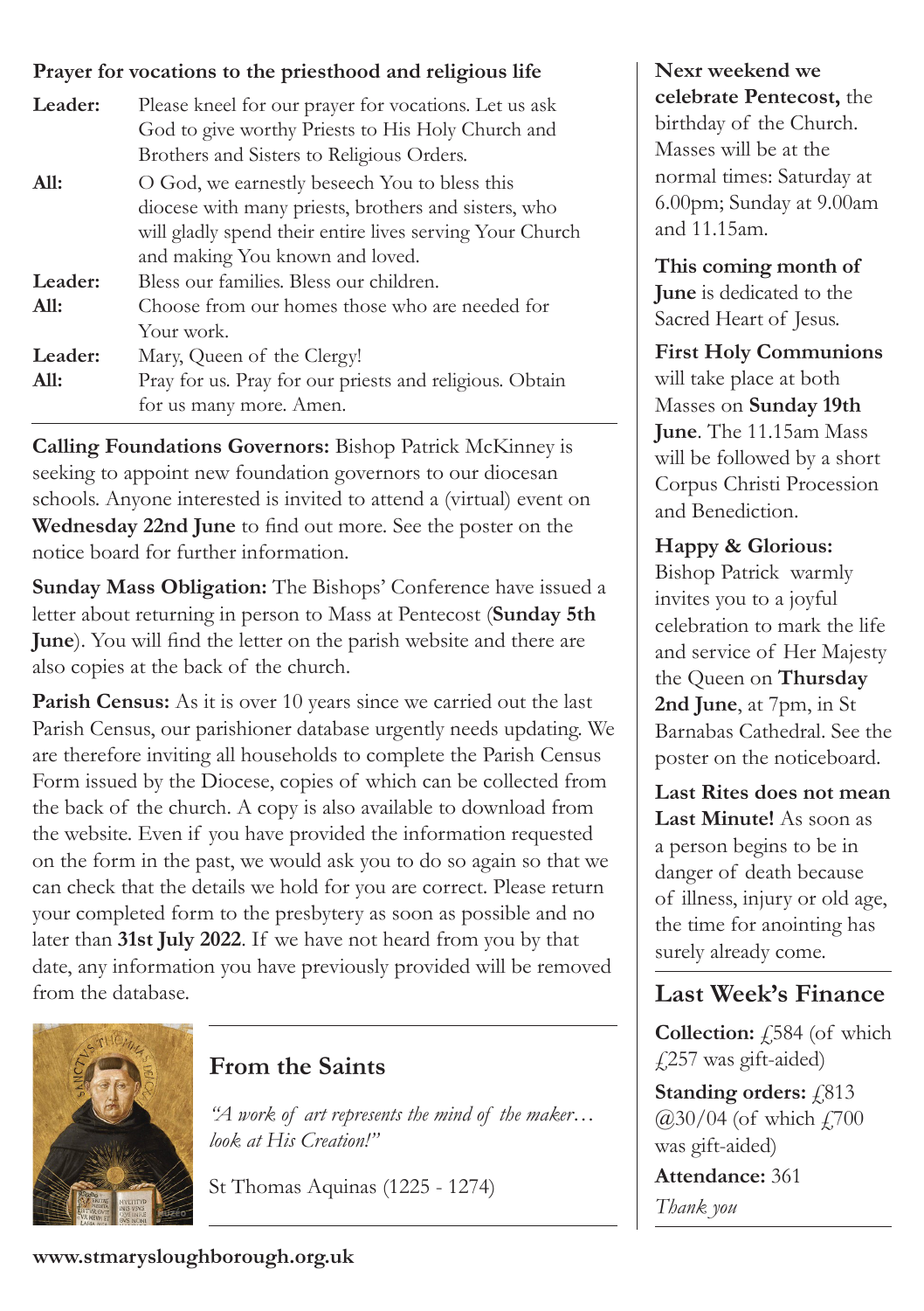**Prayer for vocations to the priesthood and religious life**

| | |
|---|---|
| **Leader:** | Please kneel for our prayer for vocations. Let us ask God to give worthy Priests to His Holy Church and Brothers and Sisters to Religious Orders. |
| **All:** | O God, we earnestly beseech You to bless this diocese with many priests, brothers and sisters, who will gladly spend their entire lives serving Your Church and making You known and loved. |
| **Leader:** | Bless our families. Bless our children. |
| **All:** | Choose from our homes those who are needed for Your work. |
| **Leader:** | Mary, Queen of the Clergy! |
| **All:** | Pray for us. Pray for our priests and religious. Obtain for us many more. Amen. |

**Calling Foundations Governors:** Bishop Patrick McKinney is seeking to appoint new foundation governors to our diocesan schools. Anyone interested is invited to attend a (virtual) event on **Wednesday 22nd June** to find out more. See the poster on the notice board for further information.

**Sunday Mass Obligation:** The Bishops' Conference have issued a letter about returning in person to Mass at Pentecost (**Sunday 5th June**). You will find the letter on the parish website and there are also copies at the back of the church.

**Parish Census:** As it is over 10 years since we carried out the last Parish Census, our parishioner database urgently needs updating. We are therefore inviting all households to complete the Parish Census Form issued by the Diocese, copies of which can be collected from the back of the church. A copy is also available to download from the website. Even if you have provided the information requested on the form in the past, we would ask you to do so again so that we can check that the details we hold for you are correct. Please return your completed form to the presbytery as soon as possible and no later than **31st July 2022**. If we have not heard from you by that date, any information you have previously provided will be removed from the database.

## From the Saints

*"A work of art represents the mind of the maker… look at His Creation!"*

St Thomas Aquinas (1225 - 1274)

**Nexr weekend we celebrate Pentecost,** the birthday of the Church. Masses will be at the normal times: Saturday at 6.00pm; Sunday at 9.00am and 11.15am.

**This coming month of June** is dedicated to the Sacred Heart of Jesus.

**First Holy Communions** will take place at both Masses on **Sunday 19th June**. The 11.15am Mass will be followed by a short Corpus Christi Procession and Benediction.

**Happy & Glorious:** Bishop Patrick warmly invites you to a joyful celebration to mark the life and service of Her Majesty the Queen on **Thursday 2nd June**, at 7pm, in St Barnabas Cathedral. See the poster on the noticeboard.

**Last Rites does not mean Last Minute!** As soon as a person begins to be in danger of death because of illness, injury or old age, the time for anointing has surely already come.

## Last Week's Finance

**Collection:** £584 (of which £257 was gift-aided)

**Standing orders:** £813 @30/04 (of which £700 was gift-aided)

**Attendance:** 361

*Thank you*

**www.stmarysloughborough.org.uk**